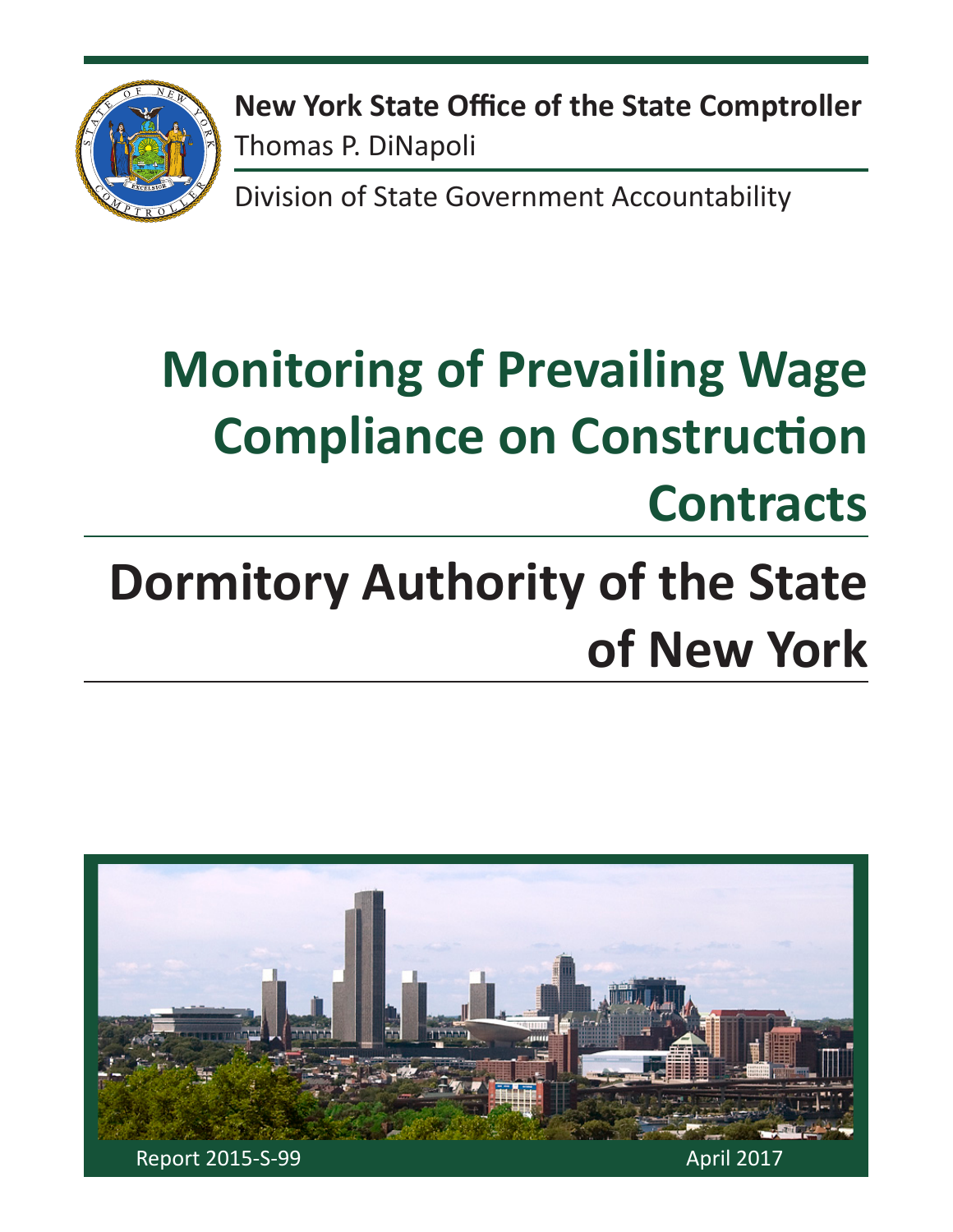**New York State Office of the State Comptroller**
Thomas P. DiNapoli

Division of State Government Accountability

# Monitoring of Prevailing Wage Compliance on Construction Contracts

# Dormitory Authority of the State of New York

Report 2015-S-99

April 2017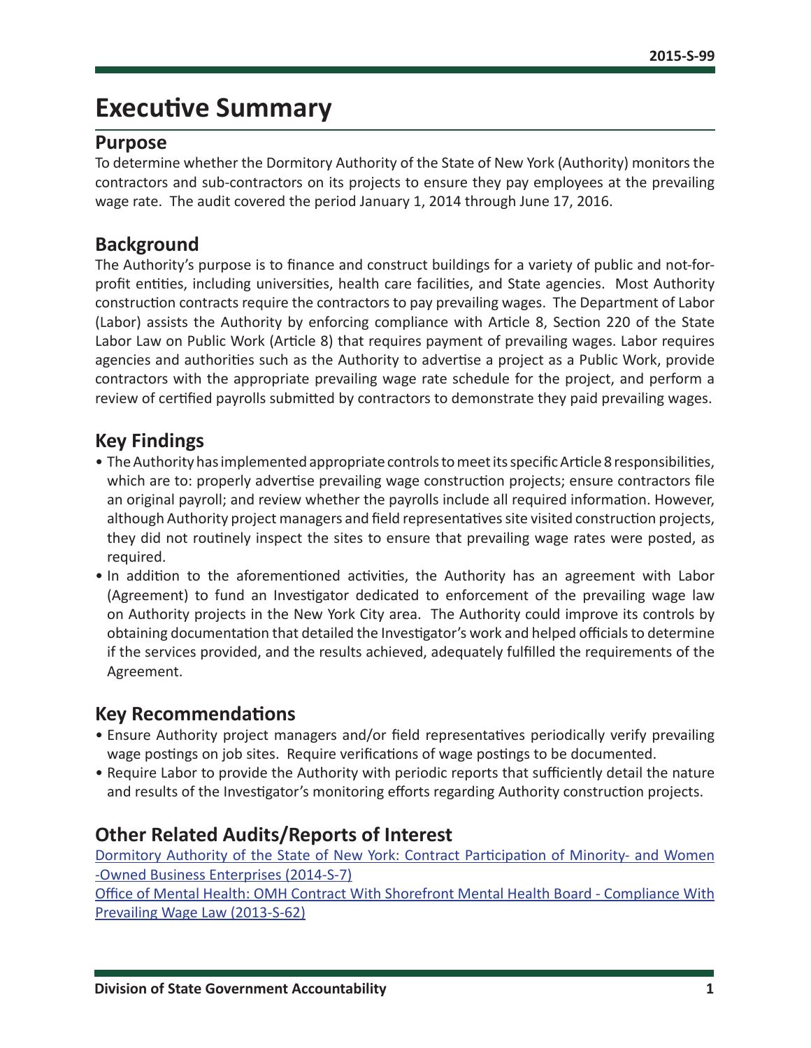# Executive Summary

## Purpose

To determine whether the Dormitory Authority of the State of New York (Authority) monitors the contractors and sub-contractors on its projects to ensure they pay employees at the prevailing wage rate. The audit covered the period January 1, 2014 through June 17, 2016.

## Background

The Authority's purpose is to finance and construct buildings for a variety of public and not-for-profit entities, including universities, health care facilities, and State agencies. Most Authority construction contracts require the contractors to pay prevailing wages. The Department of Labor (Labor) assists the Authority by enforcing compliance with Article 8, Section 220 of the State Labor Law on Public Work (Article 8) that requires payment of prevailing wages. Labor requires agencies and authorities such as the Authority to advertise a project as a Public Work, provide contractors with the appropriate prevailing wage rate schedule for the project, and perform a review of certified payrolls submitted by contractors to demonstrate they paid prevailing wages.

## Key Findings

- The Authority has implemented appropriate controls to meet its specific Article 8 responsibilities, which are to: properly advertise prevailing wage construction projects; ensure contractors file an original payroll; and review whether the payrolls include all required information. However, although Authority project managers and field representatives site visited construction projects, they did not routinely inspect the sites to ensure that prevailing wage rates were posted, as required.
- In addition to the aforementioned activities, the Authority has an agreement with Labor (Agreement) to fund an Investigator dedicated to enforcement of the prevailing wage law on Authority projects in the New York City area. The Authority could improve its controls by obtaining documentation that detailed the Investigator's work and helped officials to determine if the services provided, and the results achieved, adequately fulfilled the requirements of the Agreement.

## Key Recommendations

- Ensure Authority project managers and/or field representatives periodically verify prevailing wage postings on job sites. Require verifications of wage postings to be documented.
- Require Labor to provide the Authority with periodic reports that sufficiently detail the nature and results of the Investigator's monitoring efforts regarding Authority construction projects.

## Other Related Audits/Reports of Interest

Dormitory Authority of the State of New York: Contract Participation of Minority- and Women -Owned Business Enterprises (2014-S-7)

Office of Mental Health: OMH Contract With Shorefront Mental Health Board - Compliance With Prevailing Wage Law (2013-S-62)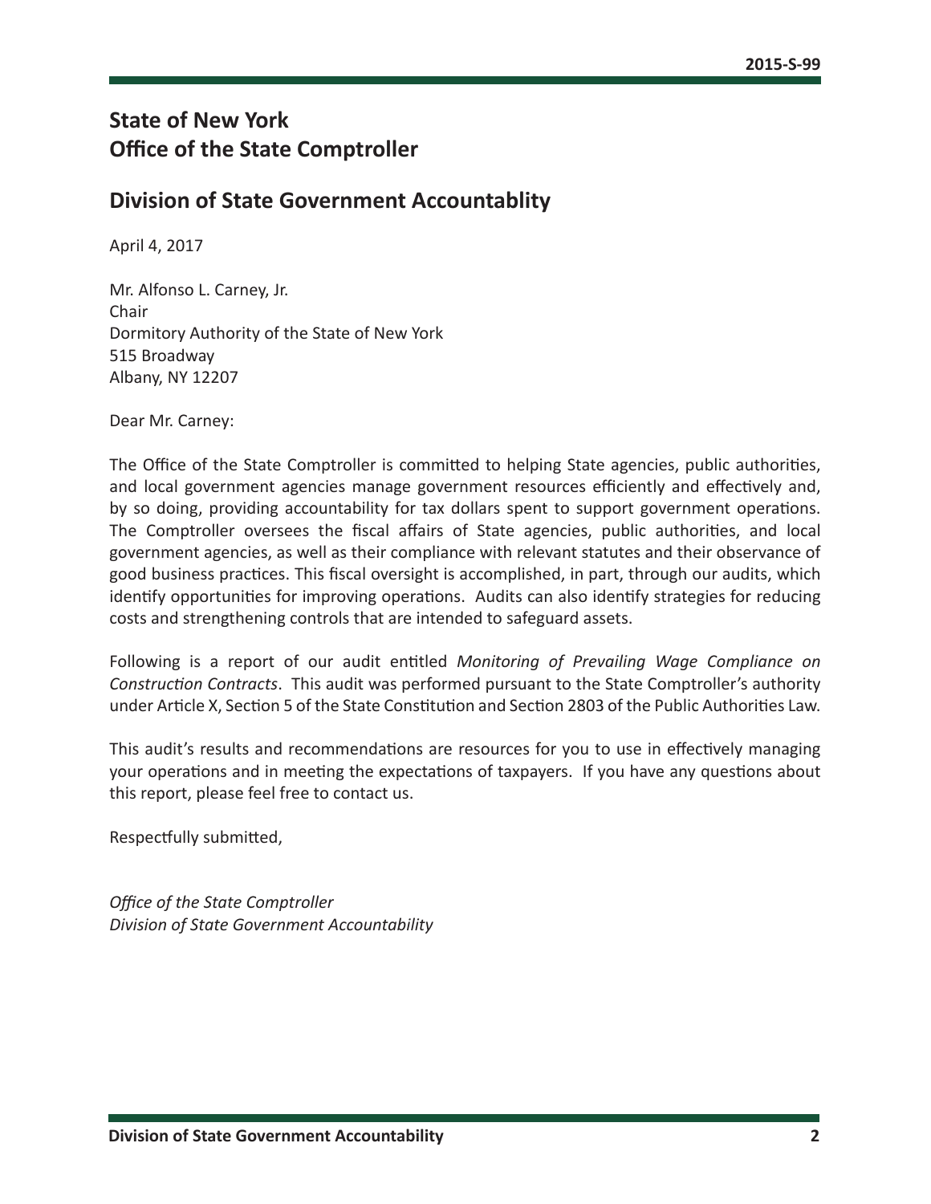## State of New York
## Office of the State Comptroller

## Division of State Government Accountablity

April 4, 2017

Mr. Alfonso L. Carney, Jr.
Chair
Dormitory Authority of the State of New York
515 Broadway
Albany, NY 12207

Dear Mr. Carney:

The Office of the State Comptroller is committed to helping State agencies, public authorities, and local government agencies manage government resources efficiently and effectively and, by so doing, providing accountability for tax dollars spent to support government operations. The Comptroller oversees the fiscal affairs of State agencies, public authorities, and local government agencies, as well as their compliance with relevant statutes and their observance of good business practices. This fiscal oversight is accomplished, in part, through our audits, which identify opportunities for improving operations. Audits can also identify strategies for reducing costs and strengthening controls that are intended to safeguard assets.

Following is a report of our audit entitled *Monitoring of Prevailing Wage Compliance on Construction Contracts*. This audit was performed pursuant to the State Comptroller's authority under Article X, Section 5 of the State Constitution and Section 2803 of the Public Authorities Law.

This audit's results and recommendations are resources for you to use in effectively managing your operations and in meeting the expectations of taxpayers. If you have any questions about this report, please feel free to contact us.

Respectfully submitted,

*Office of the State Comptroller*
*Division of State Government Accountability*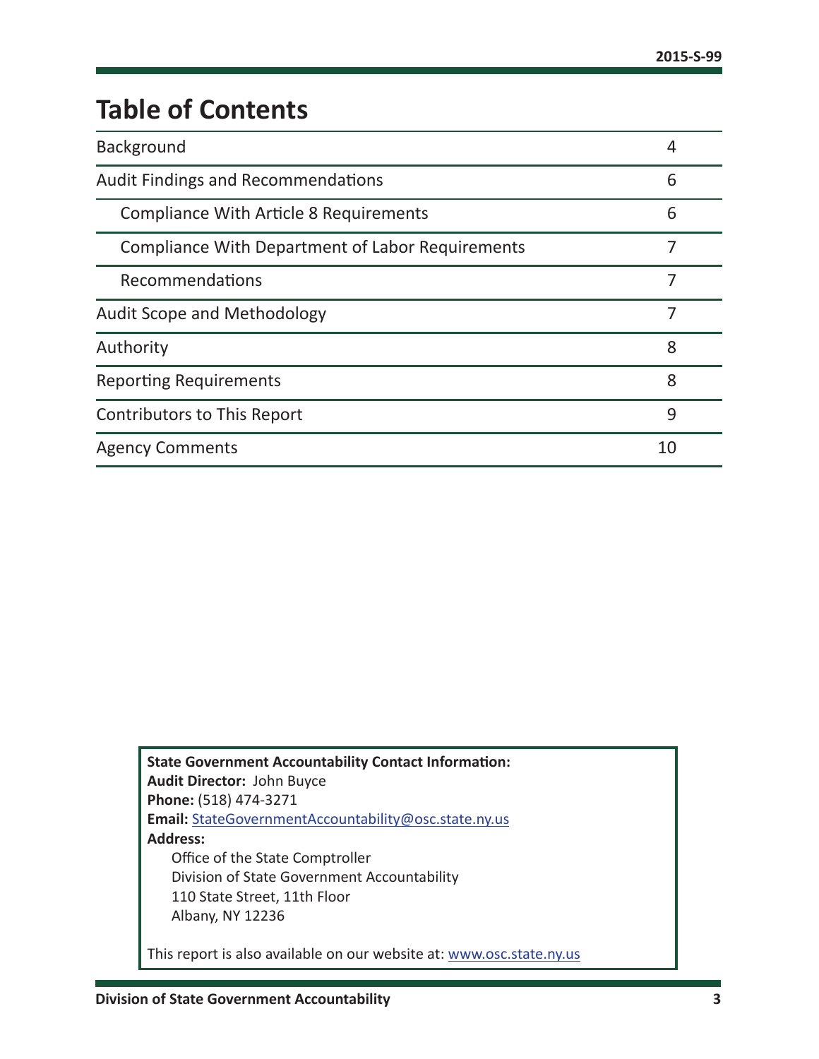# Table of Contents

| | |
|---|---|
| Background | 4 |
| Audit Findings and Recommendations | 6 |
| Compliance With Article 8 Requirements | 6 |
| Compliance With Department of Labor Requirements | 7 |
| Recommendations | 7 |
| Audit Scope and Methodology | 7 |
| Authority | 8 |
| Reporting Requirements | 8 |
| Contributors to This Report | 9 |
| Agency Comments | 10 |

**State Government Accountability Contact Information:**
**Audit Director:** John Buyce
**Phone:** (518) 474-3271
**Email:** StateGovernmentAccountability@osc.state.ny.us
**Address:**
Office of the State Comptroller
Division of State Government Accountability
110 State Street, 11th Floor
Albany, NY 12236

This report is also available on our website at: www.osc.state.ny.us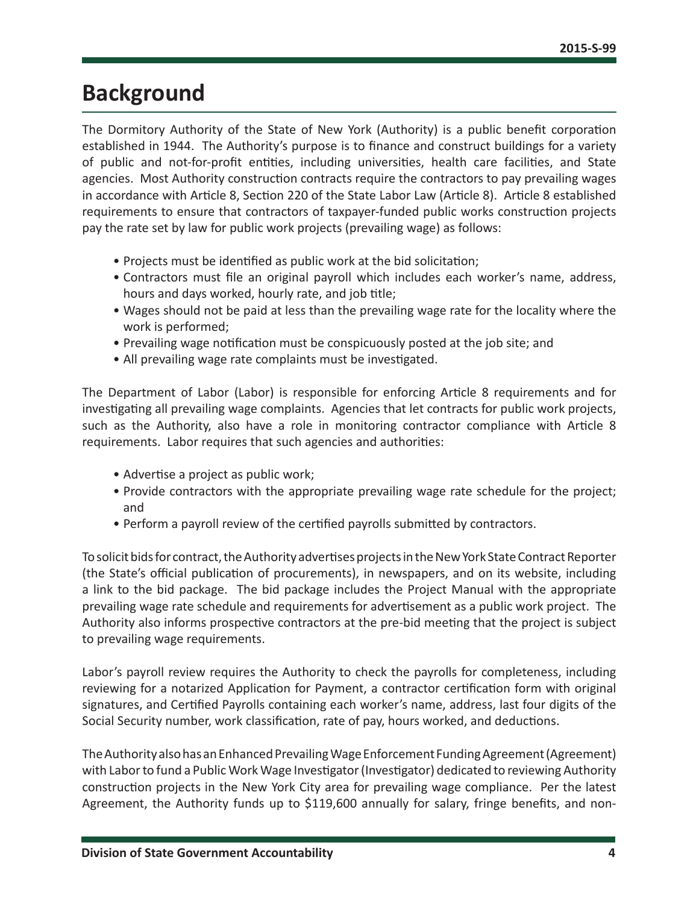# Background

The Dormitory Authority of the State of New York (Authority) is a public benefit corporation established in 1944. The Authority's purpose is to finance and construct buildings for a variety of public and not-for-profit entities, including universities, health care facilities, and State agencies. Most Authority construction contracts require the contractors to pay prevailing wages in accordance with Article 8, Section 220 of the State Labor Law (Article 8). Article 8 established requirements to ensure that contractors of taxpayer-funded public works construction projects pay the rate set by law for public work projects (prevailing wage) as follows:

- Projects must be identified as public work at the bid solicitation;
- Contractors must file an original payroll which includes each worker's name, address, hours and days worked, hourly rate, and job title;
- Wages should not be paid at less than the prevailing wage rate for the locality where the work is performed;
- Prevailing wage notification must be conspicuously posted at the job site; and
- All prevailing wage rate complaints must be investigated.

The Department of Labor (Labor) is responsible for enforcing Article 8 requirements and for investigating all prevailing wage complaints. Agencies that let contracts for public work projects, such as the Authority, also have a role in monitoring contractor compliance with Article 8 requirements. Labor requires that such agencies and authorities:

- Advertise a project as public work;
- Provide contractors with the appropriate prevailing wage rate schedule for the project; and
- Perform a payroll review of the certified payrolls submitted by contractors.

To solicit bids for contract, the Authority advertises projects in the New York State Contract Reporter (the State's official publication of procurements), in newspapers, and on its website, including a link to the bid package. The bid package includes the Project Manual with the appropriate prevailing wage rate schedule and requirements for advertisement as a public work project. The Authority also informs prospective contractors at the pre-bid meeting that the project is subject to prevailing wage requirements.

Labor's payroll review requires the Authority to check the payrolls for completeness, including reviewing for a notarized Application for Payment, a contractor certification form with original signatures, and Certified Payrolls containing each worker's name, address, last four digits of the Social Security number, work classification, rate of pay, hours worked, and deductions.

The Authority also has an Enhanced Prevailing Wage Enforcement Funding Agreement (Agreement) with Labor to fund a Public Work Wage Investigator (Investigator) dedicated to reviewing Authority construction projects in the New York City area for prevailing wage compliance. Per the latest Agreement, the Authority funds up to $119,600 annually for salary, fringe benefits, and non-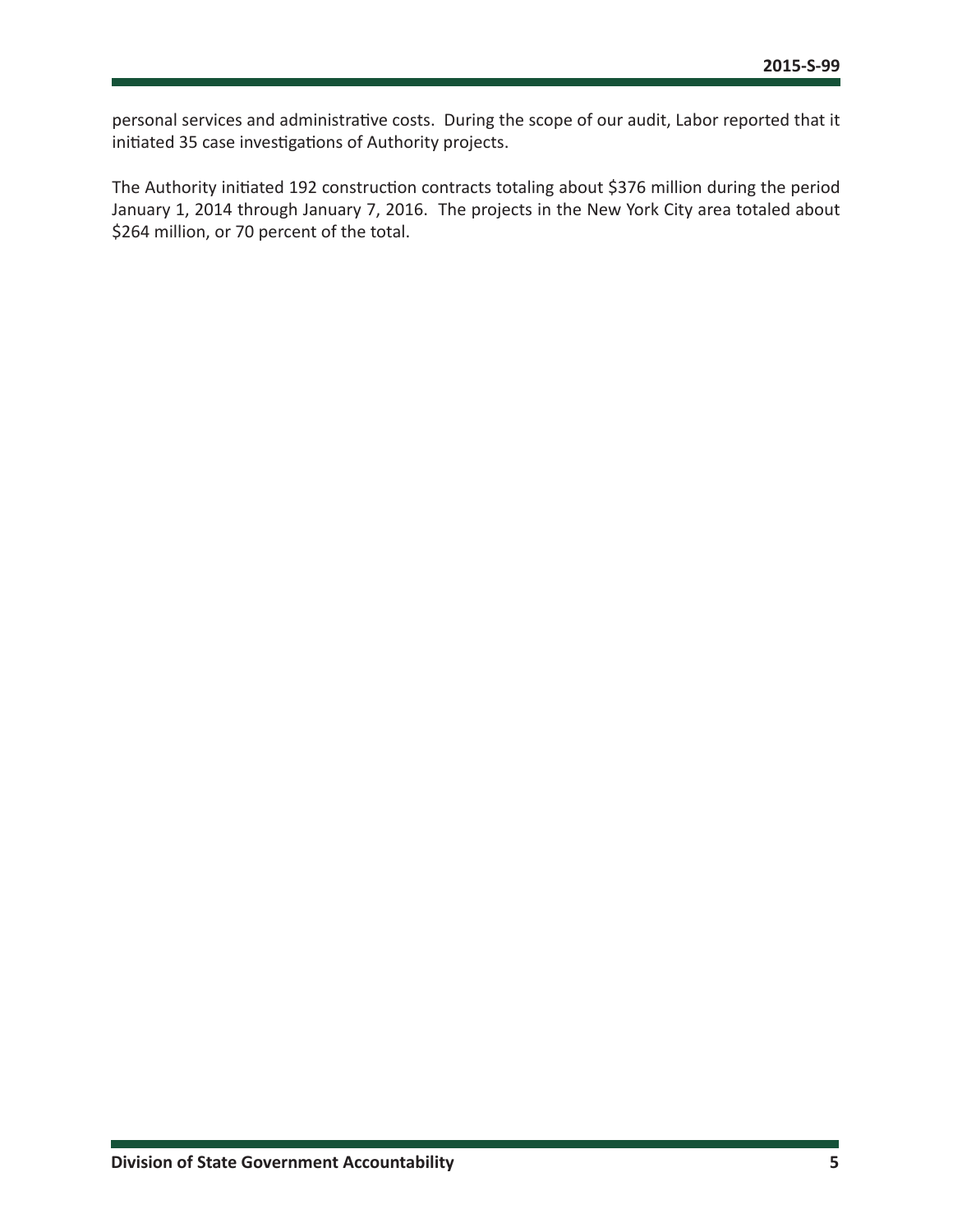personal services and administrative costs. During the scope of our audit, Labor reported that it initiated 35 case investigations of Authority projects.

The Authority initiated 192 construction contracts totaling about $376 million during the period January 1, 2014 through January 7, 2016. The projects in the New York City area totaled about $264 million, or 70 percent of the total.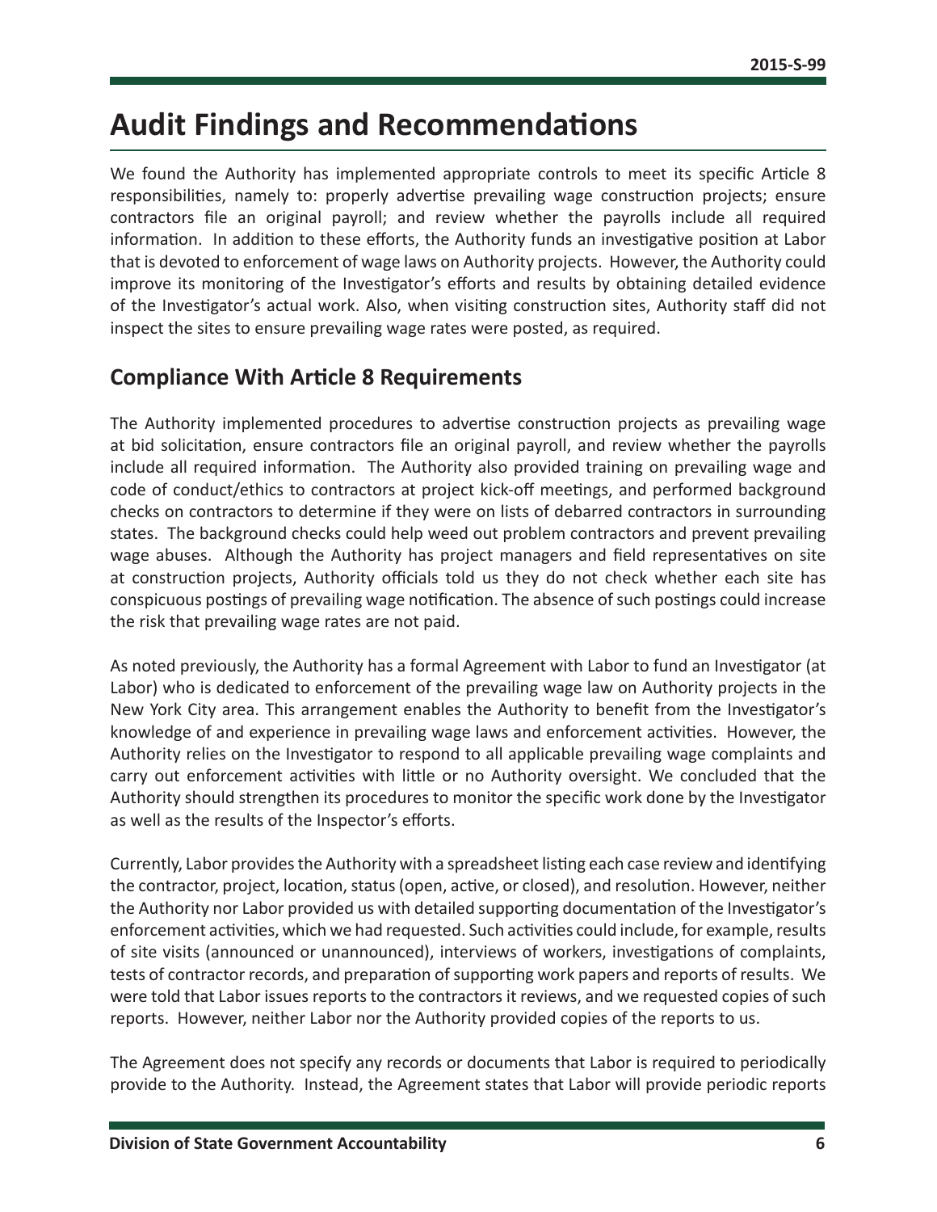# Audit Findings and Recommendations

We found the Authority has implemented appropriate controls to meet its specific Article 8 responsibilities, namely to: properly advertise prevailing wage construction projects; ensure contractors file an original payroll; and review whether the payrolls include all required information. In addition to these efforts, the Authority funds an investigative position at Labor that is devoted to enforcement of wage laws on Authority projects. However, the Authority could improve its monitoring of the Investigator's efforts and results by obtaining detailed evidence of the Investigator's actual work. Also, when visiting construction sites, Authority staff did not inspect the sites to ensure prevailing wage rates were posted, as required.

## Compliance With Article 8 Requirements

The Authority implemented procedures to advertise construction projects as prevailing wage at bid solicitation, ensure contractors file an original payroll, and review whether the payrolls include all required information. The Authority also provided training on prevailing wage and code of conduct/ethics to contractors at project kick-off meetings, and performed background checks on contractors to determine if they were on lists of debarred contractors in surrounding states. The background checks could help weed out problem contractors and prevent prevailing wage abuses. Although the Authority has project managers and field representatives on site at construction projects, Authority officials told us they do not check whether each site has conspicuous postings of prevailing wage notification. The absence of such postings could increase the risk that prevailing wage rates are not paid.

As noted previously, the Authority has a formal Agreement with Labor to fund an Investigator (at Labor) who is dedicated to enforcement of the prevailing wage law on Authority projects in the New York City area. This arrangement enables the Authority to benefit from the Investigator's knowledge of and experience in prevailing wage laws and enforcement activities. However, the Authority relies on the Investigator to respond to all applicable prevailing wage complaints and carry out enforcement activities with little or no Authority oversight. We concluded that the Authority should strengthen its procedures to monitor the specific work done by the Investigator as well as the results of the Inspector's efforts.

Currently, Labor provides the Authority with a spreadsheet listing each case review and identifying the contractor, project, location, status (open, active, or closed), and resolution. However, neither the Authority nor Labor provided us with detailed supporting documentation of the Investigator's enforcement activities, which we had requested. Such activities could include, for example, results of site visits (announced or unannounced), interviews of workers, investigations of complaints, tests of contractor records, and preparation of supporting work papers and reports of results. We were told that Labor issues reports to the contractors it reviews, and we requested copies of such reports. However, neither Labor nor the Authority provided copies of the reports to us.

The Agreement does not specify any records or documents that Labor is required to periodically provide to the Authority. Instead, the Agreement states that Labor will provide periodic reports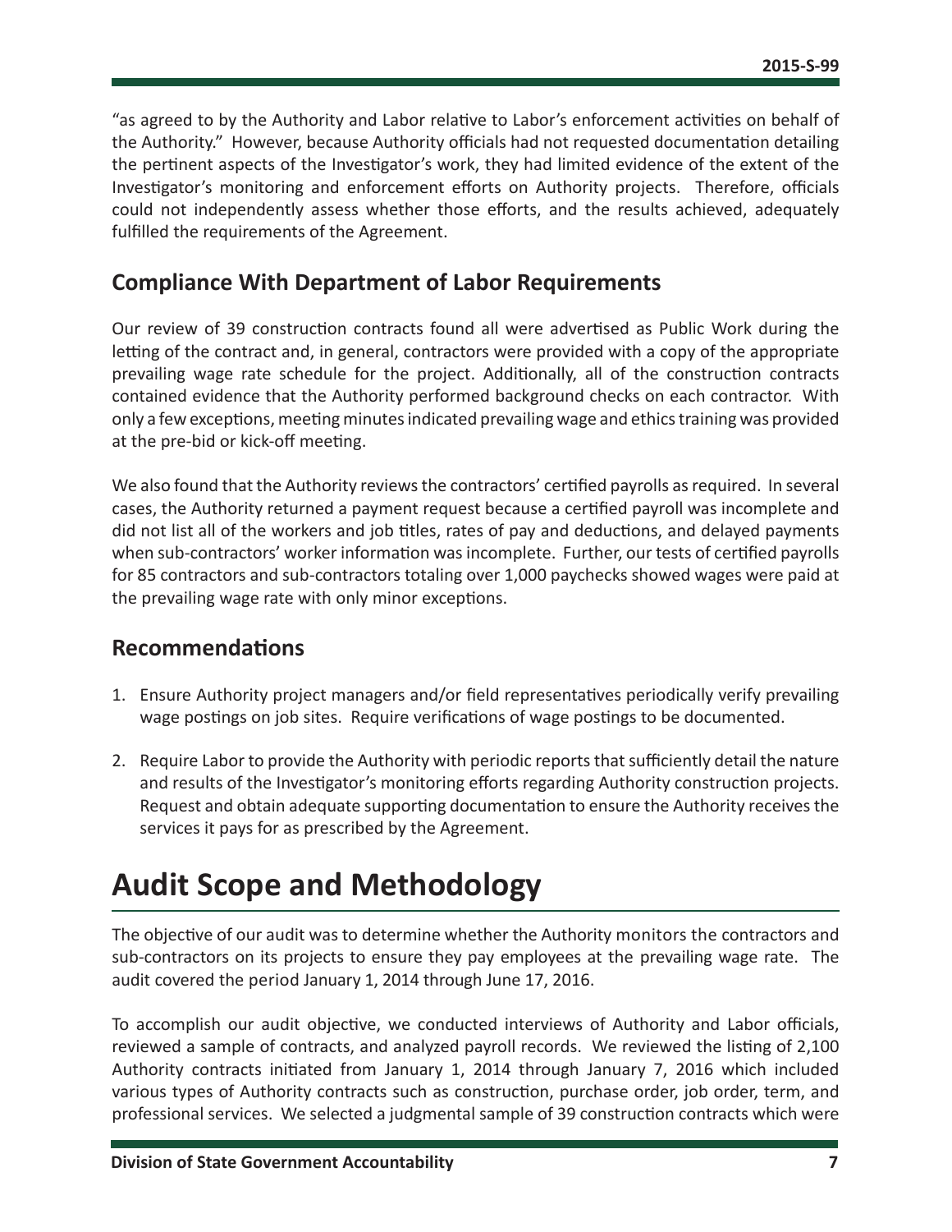"as agreed to by the Authority and Labor relative to Labor's enforcement activities on behalf of the Authority." However, because Authority officials had not requested documentation detailing the pertinent aspects of the Investigator's work, they had limited evidence of the extent of the Investigator's monitoring and enforcement efforts on Authority projects. Therefore, officials could not independently assess whether those efforts, and the results achieved, adequately fulfilled the requirements of the Agreement.

## Compliance With Department of Labor Requirements

Our review of 39 construction contracts found all were advertised as Public Work during the letting of the contract and, in general, contractors were provided with a copy of the appropriate prevailing wage rate schedule for the project. Additionally, all of the construction contracts contained evidence that the Authority performed background checks on each contractor. With only a few exceptions, meeting minutes indicated prevailing wage and ethics training was provided at the pre-bid or kick-off meeting.

We also found that the Authority reviews the contractors' certified payrolls as required. In several cases, the Authority returned a payment request because a certified payroll was incomplete and did not list all of the workers and job titles, rates of pay and deductions, and delayed payments when sub-contractors' worker information was incomplete. Further, our tests of certified payrolls for 85 contractors and sub-contractors totaling over 1,000 paychecks showed wages were paid at the prevailing wage rate with only minor exceptions.

## Recommendations

1. Ensure Authority project managers and/or field representatives periodically verify prevailing wage postings on job sites. Require verifications of wage postings to be documented.
2. Require Labor to provide the Authority with periodic reports that sufficiently detail the nature and results of the Investigator's monitoring efforts regarding Authority construction projects. Request and obtain adequate supporting documentation to ensure the Authority receives the services it pays for as prescribed by the Agreement.

# Audit Scope and Methodology

The objective of our audit was to determine whether the Authority monitors the contractors and sub-contractors on its projects to ensure they pay employees at the prevailing wage rate. The audit covered the period January 1, 2014 through June 17, 2016.

To accomplish our audit objective, we conducted interviews of Authority and Labor officials, reviewed a sample of contracts, and analyzed payroll records. We reviewed the listing of 2,100 Authority contracts initiated from January 1, 2014 through January 7, 2016 which included various types of Authority contracts such as construction, purchase order, job order, term, and professional services. We selected a judgmental sample of 39 construction contracts which were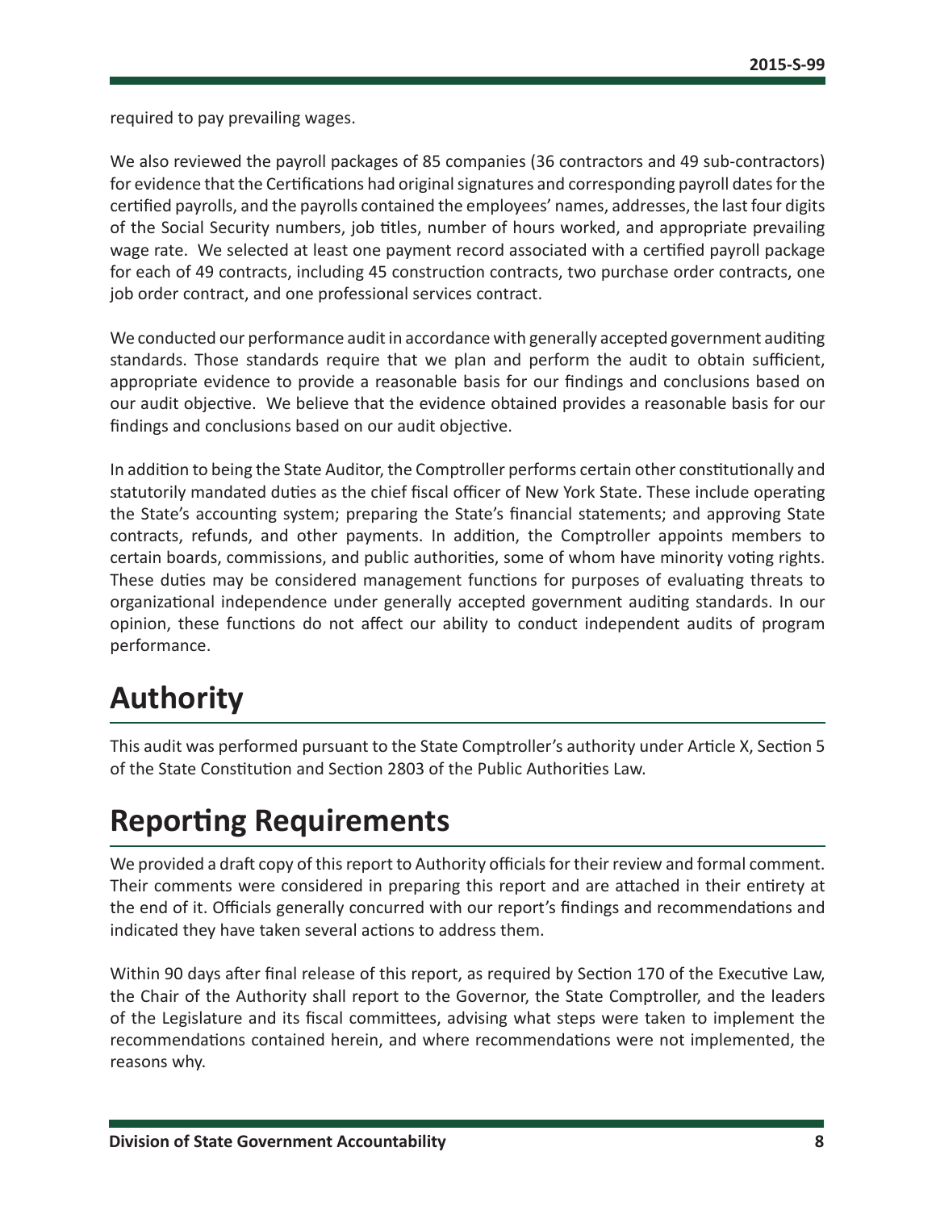required to pay prevailing wages.

We also reviewed the payroll packages of 85 companies (36 contractors and 49 sub-contractors) for evidence that the Certifications had original signatures and corresponding payroll dates for the certified payrolls, and the payrolls contained the employees' names, addresses, the last four digits of the Social Security numbers, job titles, number of hours worked, and appropriate prevailing wage rate. We selected at least one payment record associated with a certified payroll package for each of 49 contracts, including 45 construction contracts, two purchase order contracts, one job order contract, and one professional services contract.

We conducted our performance audit in accordance with generally accepted government auditing standards. Those standards require that we plan and perform the audit to obtain sufficient, appropriate evidence to provide a reasonable basis for our findings and conclusions based on our audit objective. We believe that the evidence obtained provides a reasonable basis for our findings and conclusions based on our audit objective.

In addition to being the State Auditor, the Comptroller performs certain other constitutionally and statutorily mandated duties as the chief fiscal officer of New York State. These include operating the State's accounting system; preparing the State's financial statements; and approving State contracts, refunds, and other payments. In addition, the Comptroller appoints members to certain boards, commissions, and public authorities, some of whom have minority voting rights. These duties may be considered management functions for purposes of evaluating threats to organizational independence under generally accepted government auditing standards. In our opinion, these functions do not affect our ability to conduct independent audits of program performance.

# Authority

This audit was performed pursuant to the State Comptroller's authority under Article X, Section 5 of the State Constitution and Section 2803 of the Public Authorities Law.

# Reporting Requirements

We provided a draft copy of this report to Authority officials for their review and formal comment. Their comments were considered in preparing this report and are attached in their entirety at the end of it. Officials generally concurred with our report's findings and recommendations and indicated they have taken several actions to address them.

Within 90 days after final release of this report, as required by Section 170 of the Executive Law, the Chair of the Authority shall report to the Governor, the State Comptroller, and the leaders of the Legislature and its fiscal committees, advising what steps were taken to implement the recommendations contained herein, and where recommendations were not implemented, the reasons why.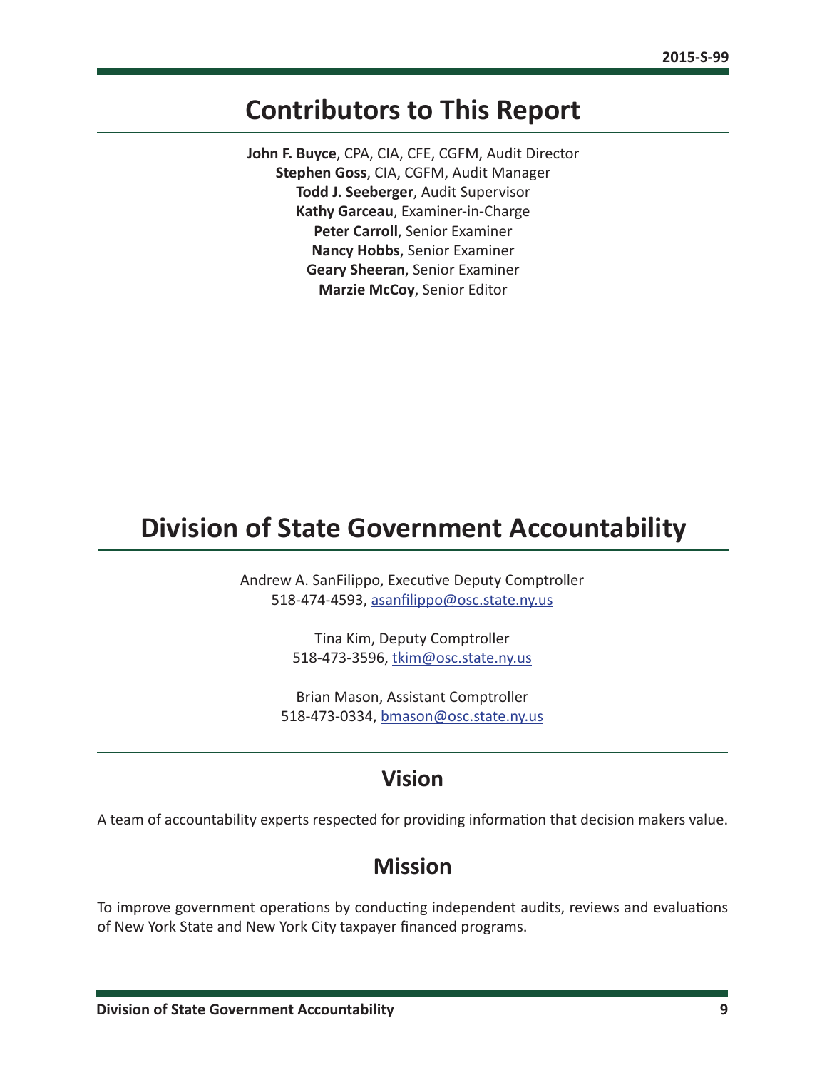## Contributors to This Report

**John F. Buyce**, CPA, CIA, CFE, CGFM, Audit Director
**Stephen Goss**, CIA, CGFM, Audit Manager
**Todd J. Seeberger**, Audit Supervisor
**Kathy Garceau**, Examiner-in-Charge
**Peter Carroll**, Senior Examiner
**Nancy Hobbs**, Senior Examiner
**Geary Sheeran**, Senior Examiner
**Marzie McCoy**, Senior Editor

## Division of State Government Accountability

Andrew A. SanFilippo, Executive Deputy Comptroller
518-474-4593, asanfilippo@osc.state.ny.us

Tina Kim, Deputy Comptroller
518-473-3596, tkim@osc.state.ny.us

Brian Mason, Assistant Comptroller
518-473-0334, bmason@osc.state.ny.us

### Vision

A team of accountability experts respected for providing information that decision makers value.

### Mission

To improve government operations by conducting independent audits, reviews and evaluations of New York State and New York City taxpayer financed programs.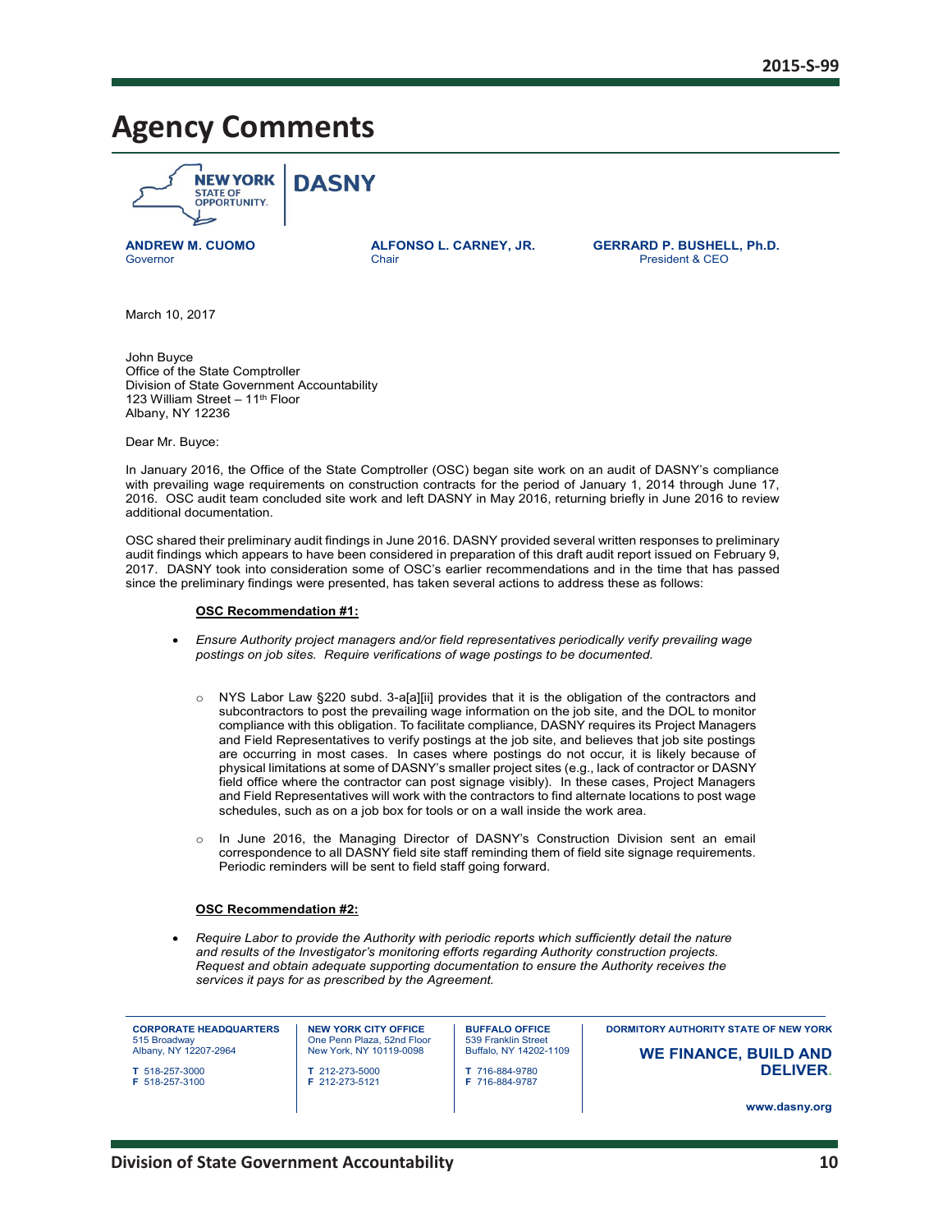# Agency Comments

NEW YORK STATE OF OPPORTUNITY. | **DASNY**

**ANDREW M. CUOMO**
Governor

**ALFONSO L. CARNEY, JR.**
Chair

**GERRARD P. BUSHELL, Ph.D.**
President & CEO

March 10, 2017

John Buyce
Office of the State Comptroller
Division of State Government Accountability
123 William Street – 11th Floor
Albany, NY 12236

Dear Mr. Buyce:

In January 2016, the Office of the State Comptroller (OSC) began site work on an audit of DASNY's compliance with prevailing wage requirements on construction contracts for the period of January 1, 2014 through June 17, 2016. OSC audit team concluded site work and left DASNY in May 2016, returning briefly in June 2016 to review additional documentation.

OSC shared their preliminary audit findings in June 2016. DASNY provided several written responses to preliminary audit findings which appears to have been considered in preparation of this draft audit report issued on February 9, 2017. DASNY took into consideration some of OSC's earlier recommendations and in the time that has passed since the preliminary findings were presented, has taken several actions to address these as follows:

**OSC Recommendation #1:**

- *Ensure Authority project managers and/or field representatives periodically verify prevailing wage postings on job sites. Require verifications of wage postings to be documented.*

  - NYS Labor Law §220 subd. 3-a[a][ii] provides that it is the obligation of the contractors and subcontractors to post the prevailing wage information on the job site, and the DOL to monitor compliance with this obligation. To facilitate compliance, DASNY requires its Project Managers and Field Representatives to verify postings at the job site, and believes that job site postings are occurring in most cases. In cases where postings do not occur, it is likely because of physical limitations at some of DASNY's smaller project sites (e.g., lack of contractor or DASNY field office where the contractor can post signage visibly). In these cases, Project Managers and Field Representatives will work with the contractors to find alternate locations to post wage schedules, such as on a job box for tools or on a wall inside the work area.

  - In June 2016, the Managing Director of DASNY's Construction Division sent an email correspondence to all DASNY field site staff reminding them of field site signage requirements. Periodic reminders will be sent to field staff going forward.

**OSC Recommendation #2:**

- *Require Labor to provide the Authority with periodic reports which sufficiently detail the nature and results of the Investigator's monitoring efforts regarding Authority construction projects. Request and obtain adequate supporting documentation to ensure the Authority receives the services it pays for as prescribed by the Agreement.*

**CORPORATE HEADQUARTERS**
515 Broadway
Albany, NY 12207-2964
T 518-257-3000
F 518-257-3100

**NEW YORK CITY OFFICE**
One Penn Plaza, 52nd Floor
New York, NY 10119-0098
T 212-273-5000
F 212-273-5121

**BUFFALO OFFICE**
539 Franklin Street
Buffalo, NY 14202-1109
T 716-884-9780
F 716-884-9787

**DORMITORY AUTHORITY STATE OF NEW YORK**
**WE FINANCE, BUILD AND DELIVER.**
**www.dasny.org**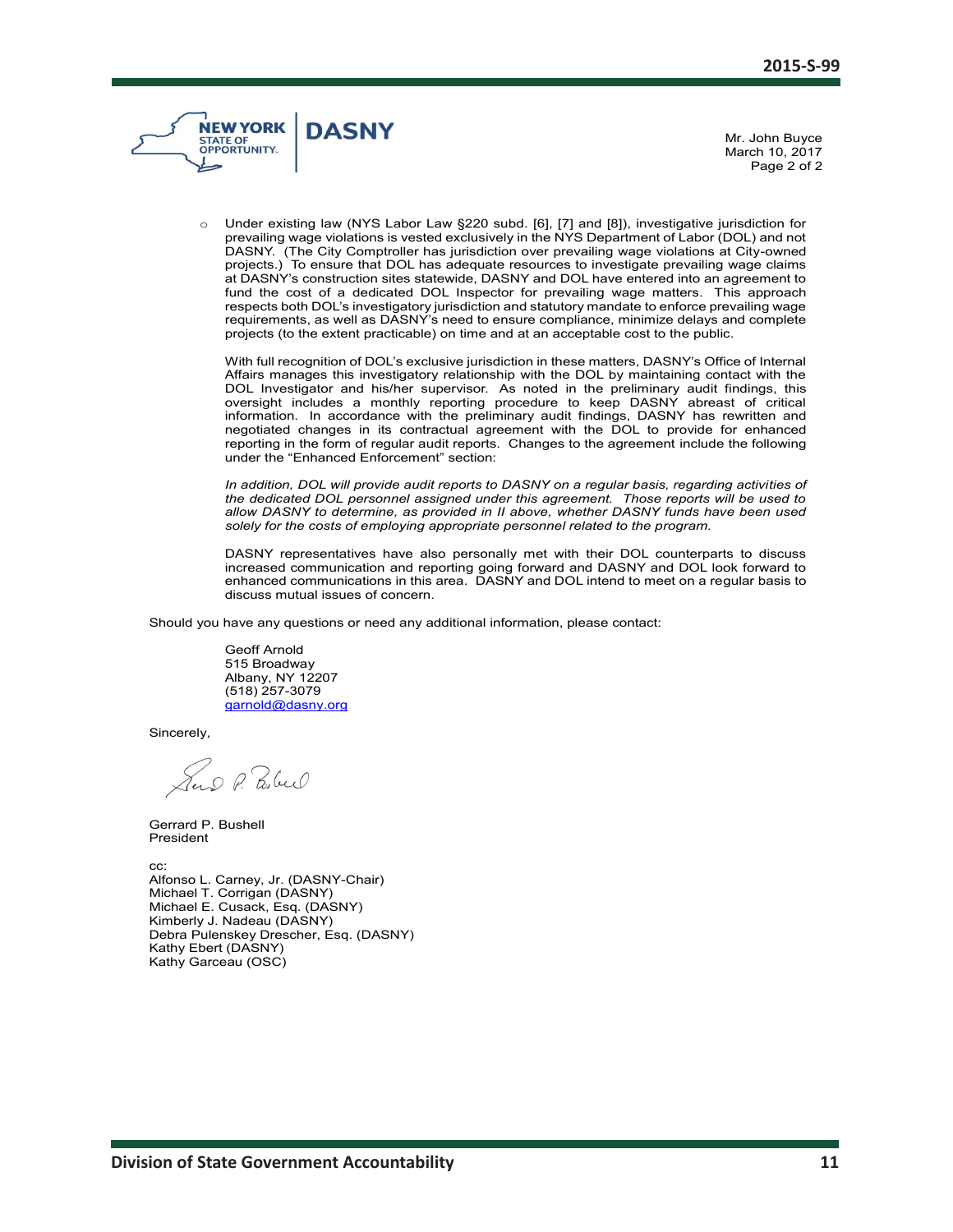Mr. John Buyce
March 10, 2017
Page 2 of 2

- Under existing law (NYS Labor Law §220 subd. [6], [7] and [8]), investigative jurisdiction for prevailing wage violations is vested exclusively in the NYS Department of Labor (DOL) and not DASNY. (The City Comptroller has jurisdiction over prevailing wage violations at City-owned projects.) To ensure that DOL has adequate resources to investigate prevailing wage claims at DASNY's construction sites statewide, DASNY and DOL have entered into an agreement to fund the cost of a dedicated DOL Inspector for prevailing wage matters. This approach respects both DOL's investigatory jurisdiction and statutory mandate to enforce prevailing wage requirements, as well as DASNY's need to ensure compliance, minimize delays and complete projects (to the extent practicable) on time and at an acceptable cost to the public.

  With full recognition of DOL's exclusive jurisdiction in these matters, DASNY's Office of Internal Affairs manages this investigatory relationship with the DOL by maintaining contact with the DOL Investigator and his/her supervisor. As noted in the preliminary audit findings, this oversight includes a monthly reporting procedure to keep DASNY abreast of critical information. In accordance with the preliminary audit findings, DASNY has rewritten and negotiated changes in its contractual agreement with the DOL to provide for enhanced reporting in the form of regular audit reports. Changes to the agreement include the following under the "Enhanced Enforcement" section:

  *In addition, DOL will provide audit reports to DASNY on a regular basis, regarding activities of the dedicated DOL personnel assigned under this agreement. Those reports will be used to allow DASNY to determine, as provided in II above, whether DASNY funds have been used solely for the costs of employing appropriate personnel related to the program.*

  DASNY representatives have also personally met with their DOL counterparts to discuss increased communication and reporting going forward and DASNY and DOL look forward to enhanced communications in this area. DASNY and DOL intend to meet on a regular basis to discuss mutual issues of concern.

Should you have any questions or need any additional information, please contact:

Geoff Arnold
515 Broadway
Albany, NY 12207
(518) 257-3079
garnold@dasny.org

Sincerely,

Gerrard P. Bushell
President

cc:
Alfonso L. Carney, Jr. (DASNY-Chair)
Michael T. Corrigan (DASNY)
Michael E. Cusack, Esq. (DASNY)
Kimberly J. Nadeau (DASNY)
Debra Pulenskey Drescher, Esq. (DASNY)
Kathy Ebert (DASNY)
Kathy Garceau (OSC)